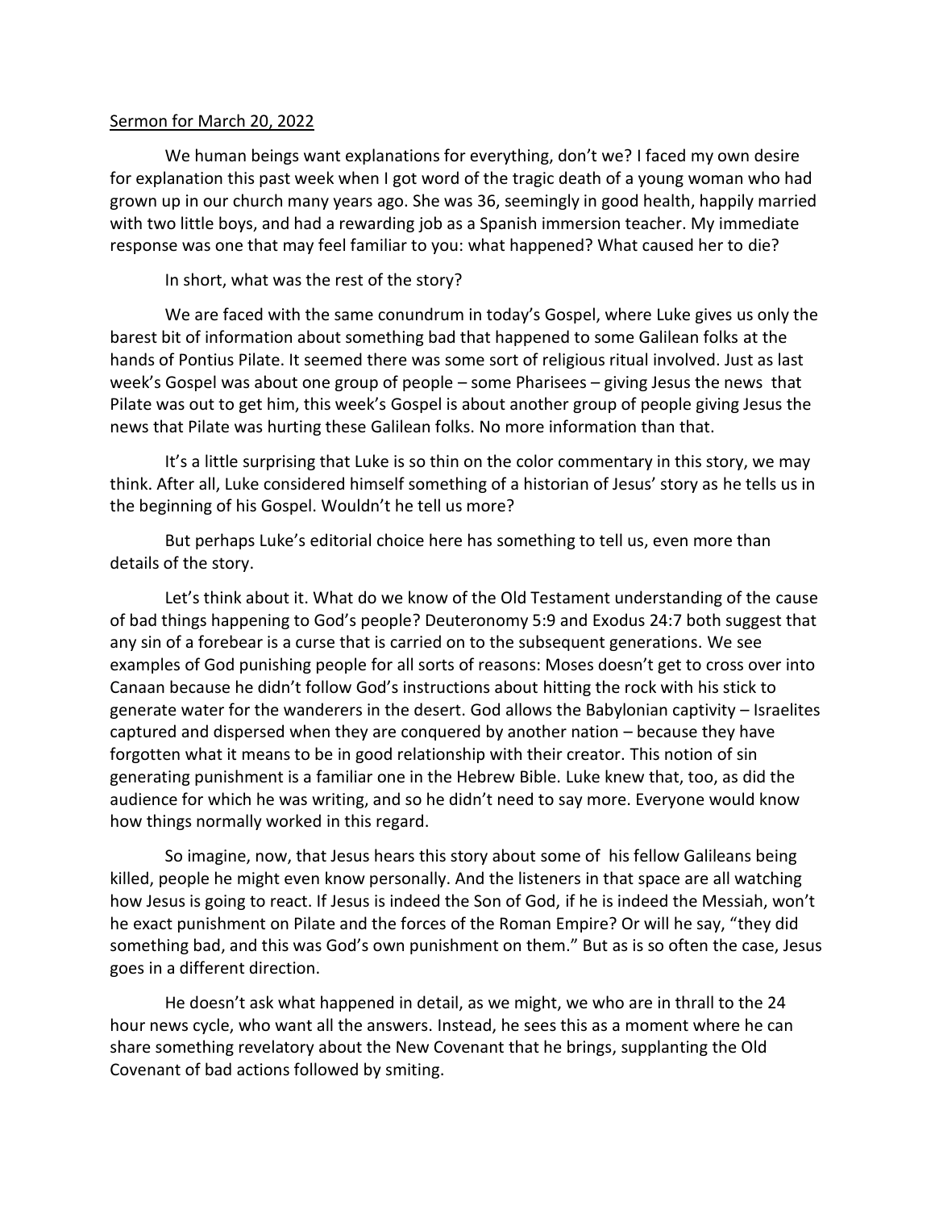<u>Sermon for March 20, 2022</u>

We human beings want explanations for everything, don't we? I faced my own desire for explanation this past week when I got word of the tragic death of a young woman who had grown up in our church many years ago. She was 36, seemingly in good health, happily married with two little boys, and had a rewarding job as a Spanish immersion teacher. My immediate response was one that may feel familiar to you: what happened? What caused her to die?

In short, what was the rest of the story?

We are faced with the same conundrum in today's Gospel, where Luke gives us only the barest bit of information about something bad that happened to some Galilean folks at the hands of Pontius Pilate. It seemed there was some sort of religious ritual involved. Just as last week's Gospel was about one group of people – some Pharisees – giving Jesus the news that Pilate was out to get him, this week's Gospel is about another group of people giving Jesus the news that Pilate was hurting these Galilean folks. No more information than that.

It's a little surprising that Luke is so thin on the color commentary in this story, we may think. After all, Luke considered himself something of a historian of Jesus' story as he tells us in the beginning of his Gospel. Wouldn't he tell us more?

But perhaps Luke's editorial choice here has something to tell us, even more than details of the story.

Let's think about it. What do we know of the Old Testament understanding of the cause of bad things happening to God's people? Deuteronomy 5:9 and Exodus 24:7 both suggest that any sin of a forebear is a curse that is carried on to the subsequent generations. We see examples of God punishing people for all sorts of reasons: Moses doesn't get to cross over into Canaan because he didn't follow God's instructions about hitting the rock with his stick to generate water for the wanderers in the desert. God allows the Babylonian captivity – Israelites captured and dispersed when they are conquered by another nation – because they have forgotten what it means to be in good relationship with their creator. This notion of sin generating punishment is a familiar one in the Hebrew Bible. Luke knew that, too, as did the audience for which he was writing, and so he didn't need to say more. Everyone would know how things normally worked in this regard.

So imagine, now, that Jesus hears this story about some of his fellow Galileans being killed, people he might even know personally. And the listeners in that space are all watching how Jesus is going to react. If Jesus is indeed the Son of God, if he is indeed the Messiah, won't he exact punishment on Pilate and the forces of the Roman Empire? Or will he say, "they did something bad, and this was God's own punishment on them." But as is so often the case, Jesus goes in a different direction.

He doesn't ask what happened in detail, as we might, we who are in thrall to the 24 hour news cycle, who want all the answers. Instead, he sees this as a moment where he can share something revelatory about the New Covenant that he brings, supplanting the Old Covenant of bad actions followed by smiting.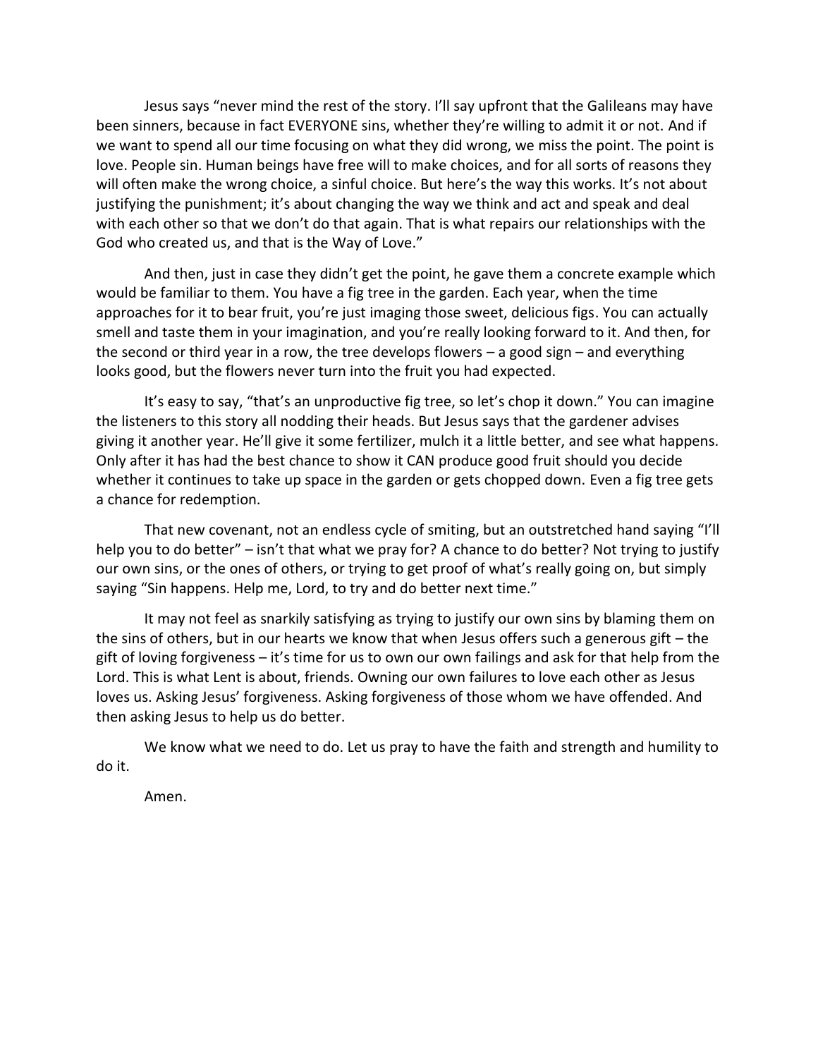Jesus says "never mind the rest of the story. I'll say upfront that the Galileans may have been sinners, because in fact EVERYONE sins, whether they're willing to admit it or not. And if we want to spend all our time focusing on what they did wrong, we miss the point. The point is love. People sin. Human beings have free will to make choices, and for all sorts of reasons they will often make the wrong choice, a sinful choice. But here's the way this works. It's not about justifying the punishment; it's about changing the way we think and act and speak and deal with each other so that we don't do that again. That is what repairs our relationships with the God who created us, and that is the Way of Love."

And then, just in case they didn't get the point, he gave them a concrete example which would be familiar to them. You have a fig tree in the garden. Each year, when the time approaches for it to bear fruit, you're just imaging those sweet, delicious figs. You can actually smell and taste them in your imagination, and you're really looking forward to it. And then, for the second or third year in a row, the tree develops flowers – a good sign – and everything looks good, but the flowers never turn into the fruit you had expected.

It's easy to say, "that's an unproductive fig tree, so let's chop it down." You can imagine the listeners to this story all nodding their heads. But Jesus says that the gardener advises giving it another year. He'll give it some fertilizer, mulch it a little better, and see what happens. Only after it has had the best chance to show it CAN produce good fruit should you decide whether it continues to take up space in the garden or gets chopped down. Even a fig tree gets a chance for redemption.

That new covenant, not an endless cycle of smiting, but an outstretched hand saying "I'll help you to do better" – isn't that what we pray for? A chance to do better? Not trying to justify our own sins, or the ones of others, or trying to get proof of what's really going on, but simply saying "Sin happens. Help me, Lord, to try and do better next time."

It may not feel as snarkily satisfying as trying to justify our own sins by blaming them on the sins of others, but in our hearts we know that when Jesus offers such a generous gift – the gift of loving forgiveness – it's time for us to own our own failings and ask for that help from the Lord. This is what Lent is about, friends. Owning our own failures to love each other as Jesus loves us. Asking Jesus' forgiveness. Asking forgiveness of those whom we have offended. And then asking Jesus to help us do better.

We know what we need to do. Let us pray to have the faith and strength and humility to do it.

Amen.